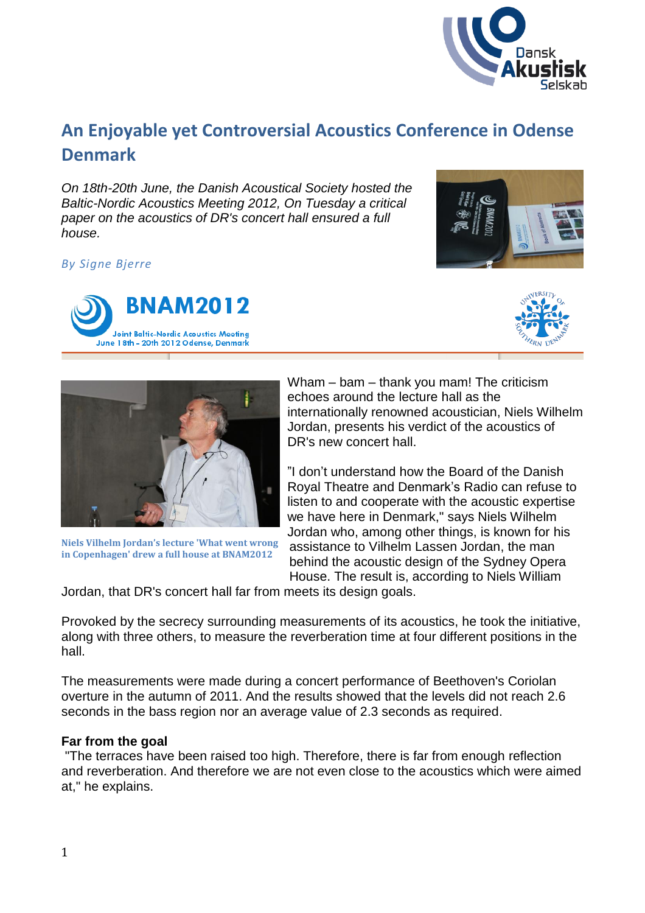# An Enjoyable yet Controversial Acoustics Conference in Odense Denmark

*On 18th-20th June, the Danish Acoustical Society hosted the Baltic-Nordic Acoustics Meeting 2012, On Tuesday a critical paper on the acoustics of DR's concert hall ensured a full house.*

*By Signe Bjerre*

Niels Vilhelm Jordan's lecture 'What went wrong in Copenhagen' drew a full house at BNAM2012

Wham – bam – thank you mam! The criticism echoes around the lecture hall as the internationally renowned acoustician, Niels Wilhelm Jordan, presents his verdict of the acoustics of DR's new concert hall.

"I don't understand how the Board of the Danish Royal Theatre and Denmark's Radio can refuse to listen to and cooperate with the acoustic expertise we have here in Denmark," says Niels Wilhelm Jordan who, among other things, is known for his assistance to Vilhelm Lassen Jordan, the man behind the acoustic design of the Sydney Opera House. The result is, according to Niels William Jordan, that DR's concert hall far from meets its design goals.

Provoked by the secrecy surrounding measurements of its acoustics, he took the initiative, along with three others, to measure the reverberation time at four different positions in the hall.

The measurements were made during a concert performance of Beethoven's Coriolan overture in the autumn of 2011. And the results showed that the levels did not reach 2.6 seconds in the bass region nor an average value of 2.3 seconds as required.

**Far from the goal**

"The terraces have been raised too high. Therefore, there is far from enough reflection and reverberation. And therefore we are not even close to the acoustics which were aimed at," he explains.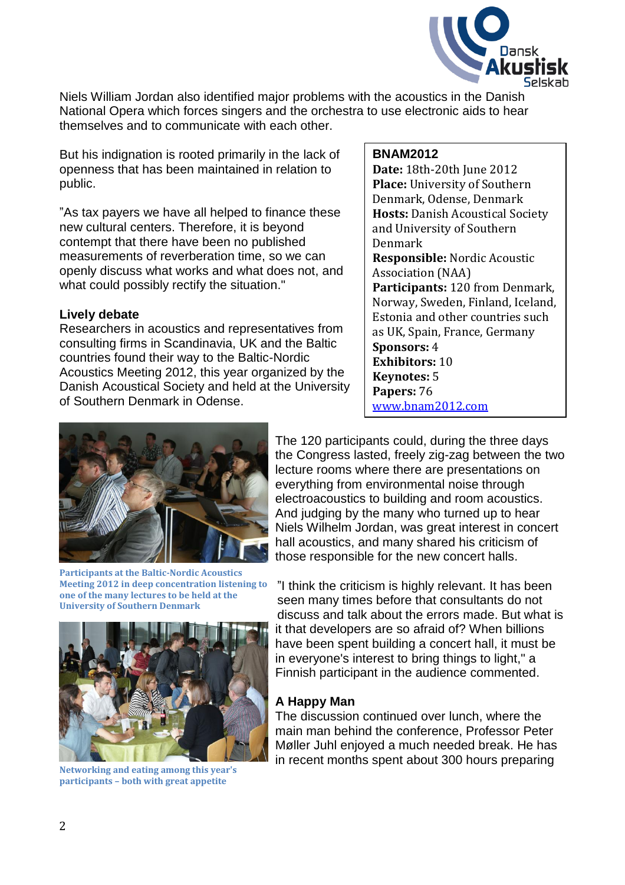Niels William Jordan also identified major problems with the acoustics in the Danish National Opera which forces singers and the orchestra to use electronic aids to hear themselves and to communicate with each other.

But his indignation is rooted primarily in the lack of openness that has been maintained in relation to public.

"As tax payers we have all helped to finance these new cultural centers. Therefore, it is beyond contempt that there have been no published measurements of reverberation time, so we can openly discuss what works and what does not, and what could possibly rectify the situation."

**Lively debate**

Researchers in acoustics and representatives from consulting firms in Scandinavia, UK and the Baltic countries found their way to the Baltic-Nordic Acoustics Meeting 2012, this year organized by the Danish Acoustical Society and held at the University of Southern Denmark in Odense.

> **BNAM2012**
> **Date:** 18th-20th June 2012
> **Place:** University of Southern Denmark, Odense, Denmark
> **Hosts:** Danish Acoustical Society and University of Southern Denmark
> **Responsible:** Nordic Acoustic Association (NAA)
> **Participants:** 120 from Denmark, Norway, Sweden, Finland, Iceland, Estonia and other countries such as UK, Spain, France, Germany
> **Sponsors:** 4
> **Exhibitors:** 10
> **Keynotes:** 5
> **Papers:** 76
> www.bnam2012.com

**Participants at the Baltic-Nordic Acoustics Meeting 2012 in deep concentration listening to one of the many lectures to be held at the University of Southern Denmark**

**Networking and eating among this year's participants – both with great appetite**

The 120 participants could, during the three days the Congress lasted, freely zig-zag between the two lecture rooms where there are presentations on everything from environmental noise through electroacoustics to building and room acoustics. And judging by the many who turned up to hear Niels Wilhelm Jordan, was great interest in concert hall acoustics, and many shared his criticism of those responsible for the new concert halls.

"I think the criticism is highly relevant. It has been seen many times before that consultants do not discuss and talk about the errors made. But what is it that developers are so afraid of? When billions have been spent building a concert hall, it must be in everyone's interest to bring things to light," a Finnish participant in the audience commented.

**A Happy Man**

The discussion continued over lunch, where the main man behind the conference, Professor Peter Møller Juhl enjoyed a much needed break. He has in recent months spent about 300 hours preparing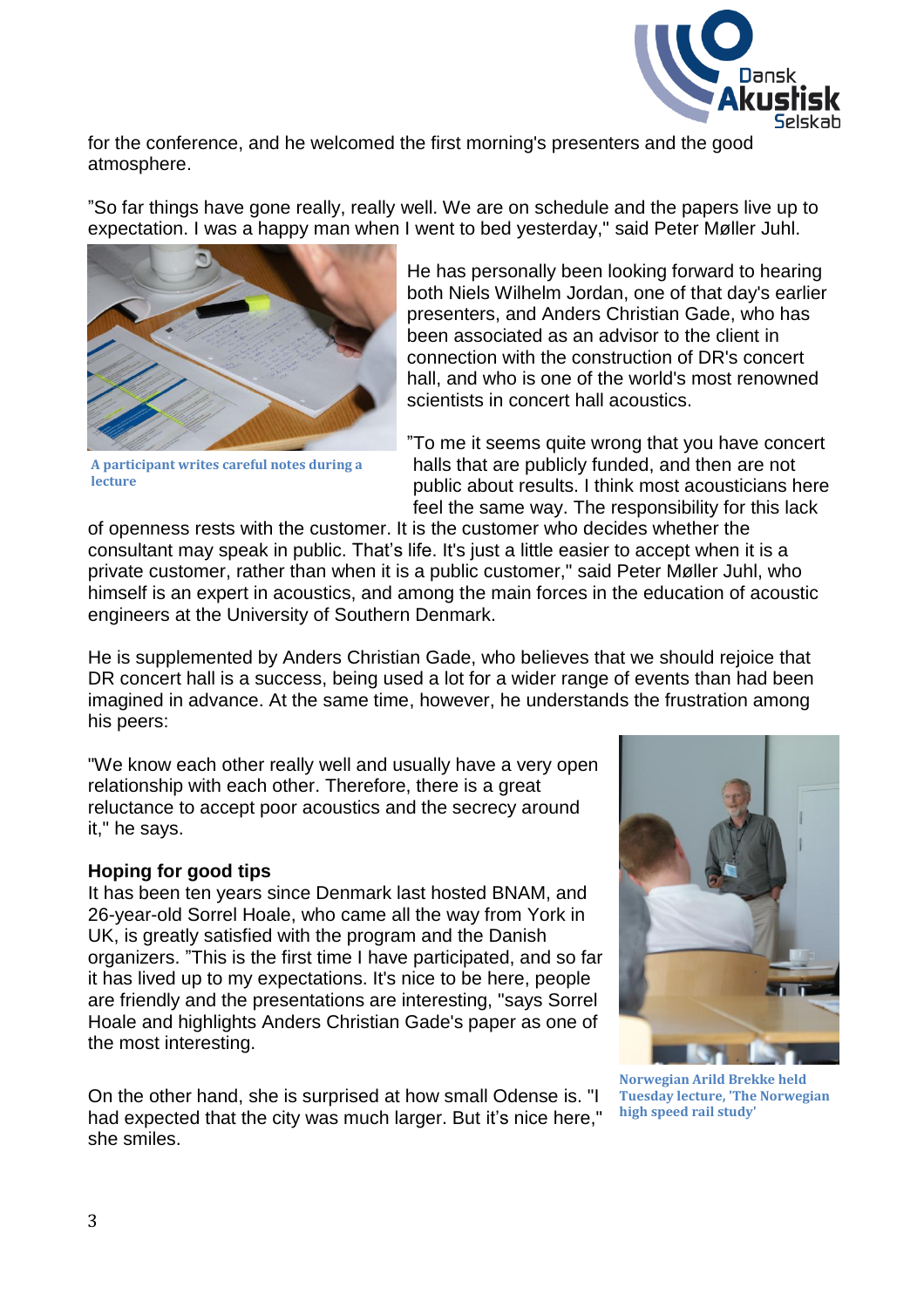for the conference, and he welcomed the first morning's presenters and the good atmosphere.

”So far things have gone really, really well. We are on schedule and the papers live up to expectation. I was a happy man when I went to bed yesterday," said Peter Møller Juhl.

He has personally been looking forward to hearing both Niels Wilhelm Jordan, one of that day's earlier presenters, and Anders Christian Gade, who has been associated as an advisor to the client in connection with the construction of DR's concert hall, and who is one of the world's most renowned scientists in concert hall acoustics.

A participant writes careful notes during a lecture

”To me it seems quite wrong that you have concert halls that are publicly funded, and then are not public about results. I think most acousticians here feel the same way. The responsibility for this lack of openness rests with the customer. It is the customer who decides whether the consultant may speak in public. That’s life. It's just a little easier to accept when it is a private customer, rather than when it is a public customer," said Peter Møller Juhl, who himself is an expert in acoustics, and among the main forces in the education of acoustic engineers at the University of Southern Denmark.

He is supplemented by Anders Christian Gade, who believes that we should rejoice that DR concert hall is a success, being used a lot for a wider range of events than had been imagined in advance. At the same time, however, he understands the frustration among his peers:

"We know each other really well and usually have a very open relationship with each other. Therefore, there is a great reluctance to accept poor acoustics and the secrecy around it," he says.

### Hoping for good tips

It has been ten years since Denmark last hosted BNAM, and 26-year-old Sorrel Hoale, who came all the way from York in UK, is greatly satisfied with the program and the Danish organizers. ”This is the first time I have participated, and so far it has lived up to my expectations. It's nice to be here, people are friendly and the presentations are interesting, "says Sorrel Hoale and highlights Anders Christian Gade's paper as one of the most interesting.

On the other hand, she is surprised at how small Odense is. "I had expected that the city was much larger. But it’s nice here," she smiles.

Norwegian Arild Brekke held Tuesday lecture, 'The Norwegian high speed rail study'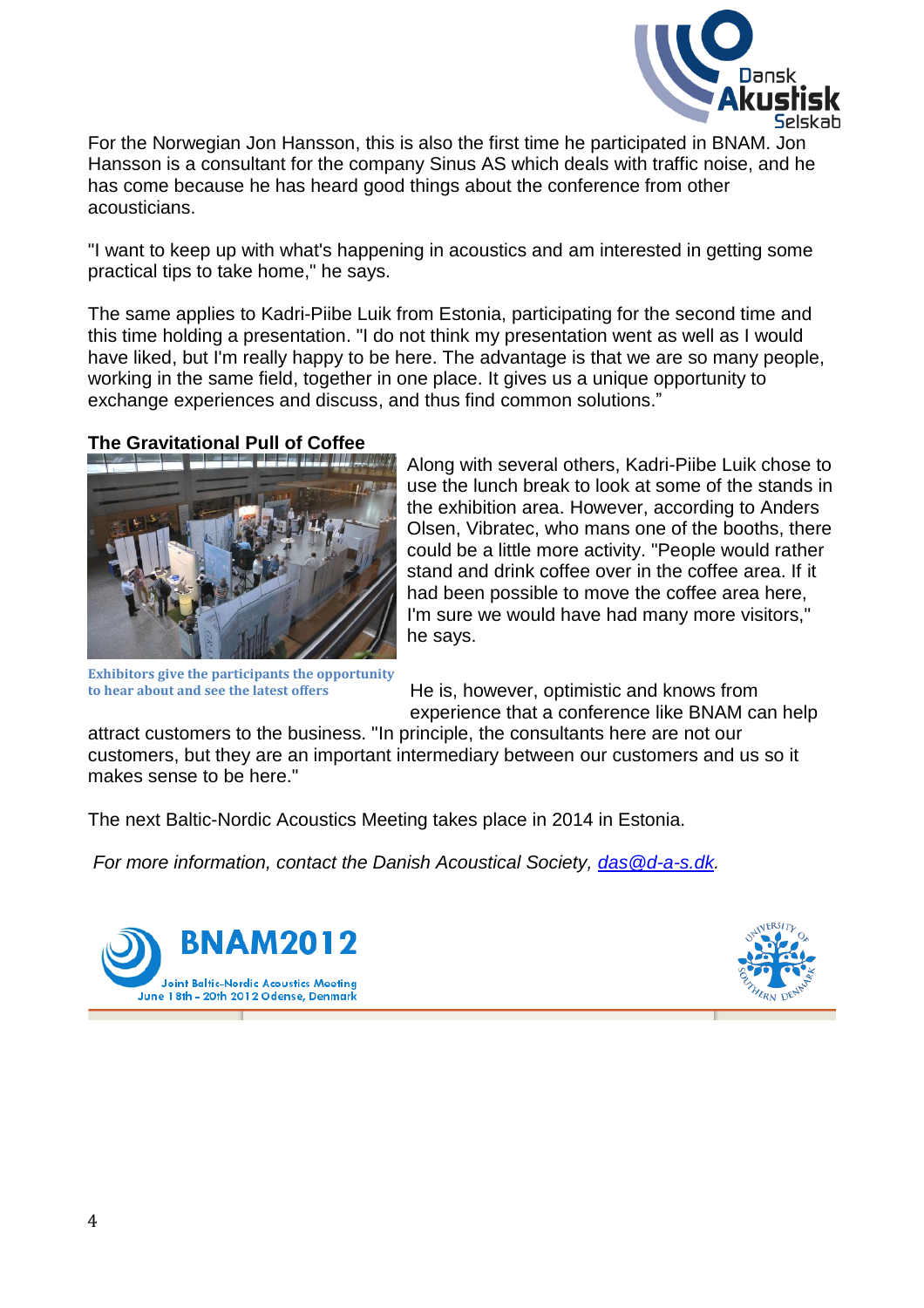For the Norwegian Jon Hansson, this is also the first time he participated in BNAM. Jon Hansson is a consultant for the company Sinus AS which deals with traffic noise, and he has come because he has heard good things about the conference from other acousticians.

"I want to keep up with what's happening in acoustics and am interested in getting some practical tips to take home," he says.

The same applies to Kadri-Piibe Luik from Estonia, participating for the second time and this time holding a presentation. "I do not think my presentation went as well as I would have liked, but I'm really happy to be here. The advantage is that we are so many people, working in the same field, together in one place. It gives us a unique opportunity to exchange experiences and discuss, and thus find common solutions."

**The Gravitational Pull of Coffee**

Exhibitors give the participants the opportunity to hear about and see the latest offers

Along with several others, Kadri-Piibe Luik chose to use the lunch break to look at some of the stands in the exhibition area. However, according to Anders Olsen, Vibratec, who mans one of the booths, there could be a little more activity. "People would rather stand and drink coffee over in the coffee area. If it had been possible to move the coffee area here, I'm sure we would have had many more visitors," he says.

He is, however, optimistic and knows from experience that a conference like BNAM can help attract customers to the business. "In principle, the consultants here are not our customers, but they are an important intermediary between our customers and us so it makes sense to be here."

The next Baltic-Nordic Acoustics Meeting takes place in 2014 in Estonia.

*For more information, contact the Danish Acoustical Society, [das@d-a-s.dk](mailto:das@d-a-s.dk).*